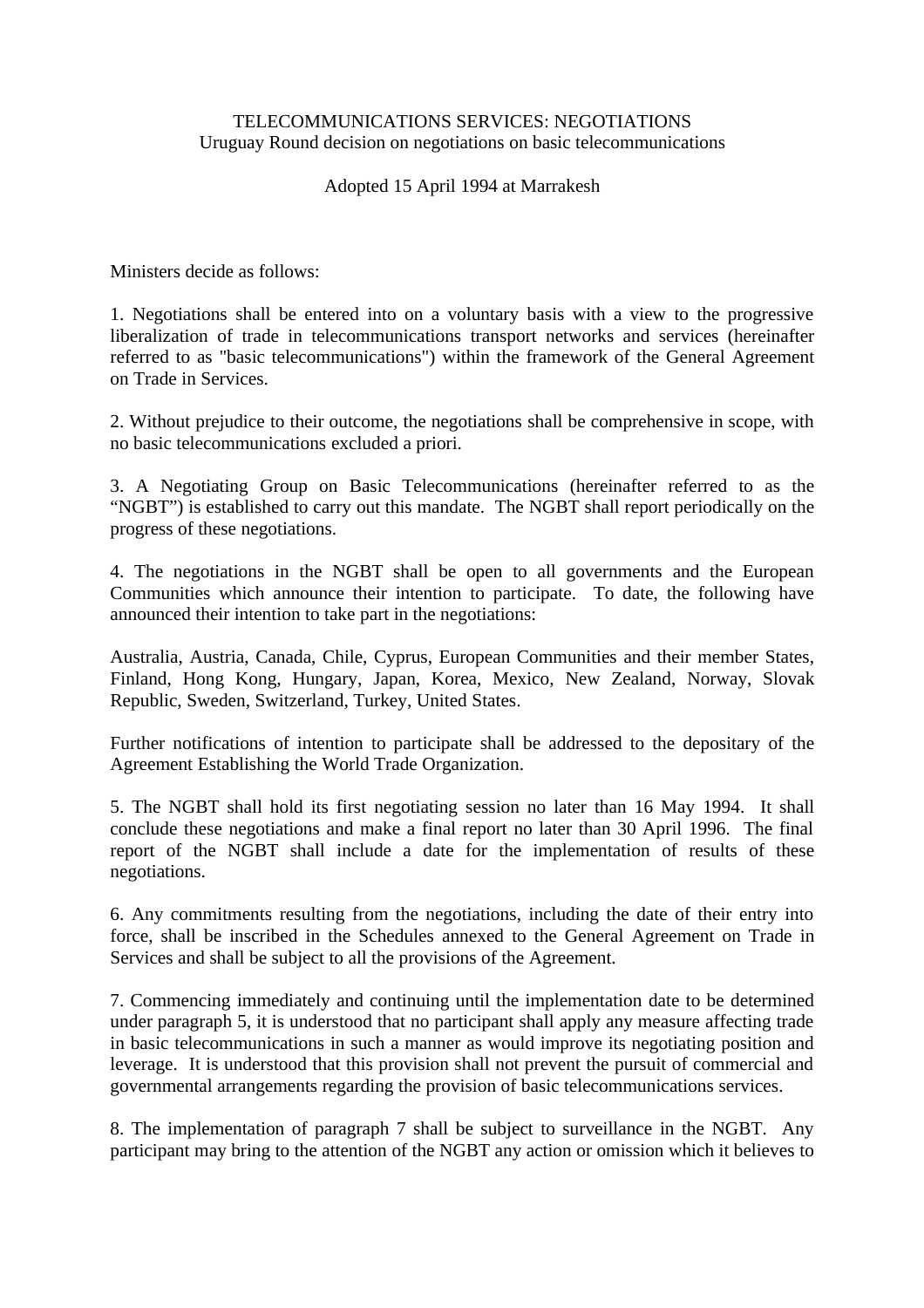# TELECOMMUNICATIONS SERVICES: NEGOTIATIONS

Uruguay Round decision on negotiations on basic telecommunications

Adopted 15 April 1994 at Marrakesh

Ministers decide as follows:

1. Negotiations shall be entered into on a voluntary basis with a view to the progressive liberalization of trade in telecommunications transport networks and services (hereinafter referred to as "basic telecommunications") within the framework of the General Agreement on Trade in Services.

2. Without prejudice to their outcome, the negotiations shall be comprehensive in scope, with no basic telecommunications excluded a priori.

3. A Negotiating Group on Basic Telecommunications (hereinafter referred to as the "NGBT") is established to carry out this mandate. The NGBT shall report periodically on the progress of these negotiations.

4. The negotiations in the NGBT shall be open to all governments and the European Communities which announce their intention to participate. To date, the following have announced their intention to take part in the negotiations:

Australia, Austria, Canada, Chile, Cyprus, European Communities and their member States, Finland, Hong Kong, Hungary, Japan, Korea, Mexico, New Zealand, Norway, Slovak Republic, Sweden, Switzerland, Turkey, United States.

Further notifications of intention to participate shall be addressed to the depositary of the Agreement Establishing the World Trade Organization.

5. The NGBT shall hold its first negotiating session no later than 16 May 1994. It shall conclude these negotiations and make a final report no later than 30 April 1996. The final report of the NGBT shall include a date for the implementation of results of these negotiations.

6. Any commitments resulting from the negotiations, including the date of their entry into force, shall be inscribed in the Schedules annexed to the General Agreement on Trade in Services and shall be subject to all the provisions of the Agreement.

7. Commencing immediately and continuing until the implementation date to be determined under paragraph 5, it is understood that no participant shall apply any measure affecting trade in basic telecommunications in such a manner as would improve its negotiating position and leverage. It is understood that this provision shall not prevent the pursuit of commercial and governmental arrangements regarding the provision of basic telecommunications services.

8. The implementation of paragraph 7 shall be subject to surveillance in the NGBT. Any participant may bring to the attention of the NGBT any action or omission which it believes to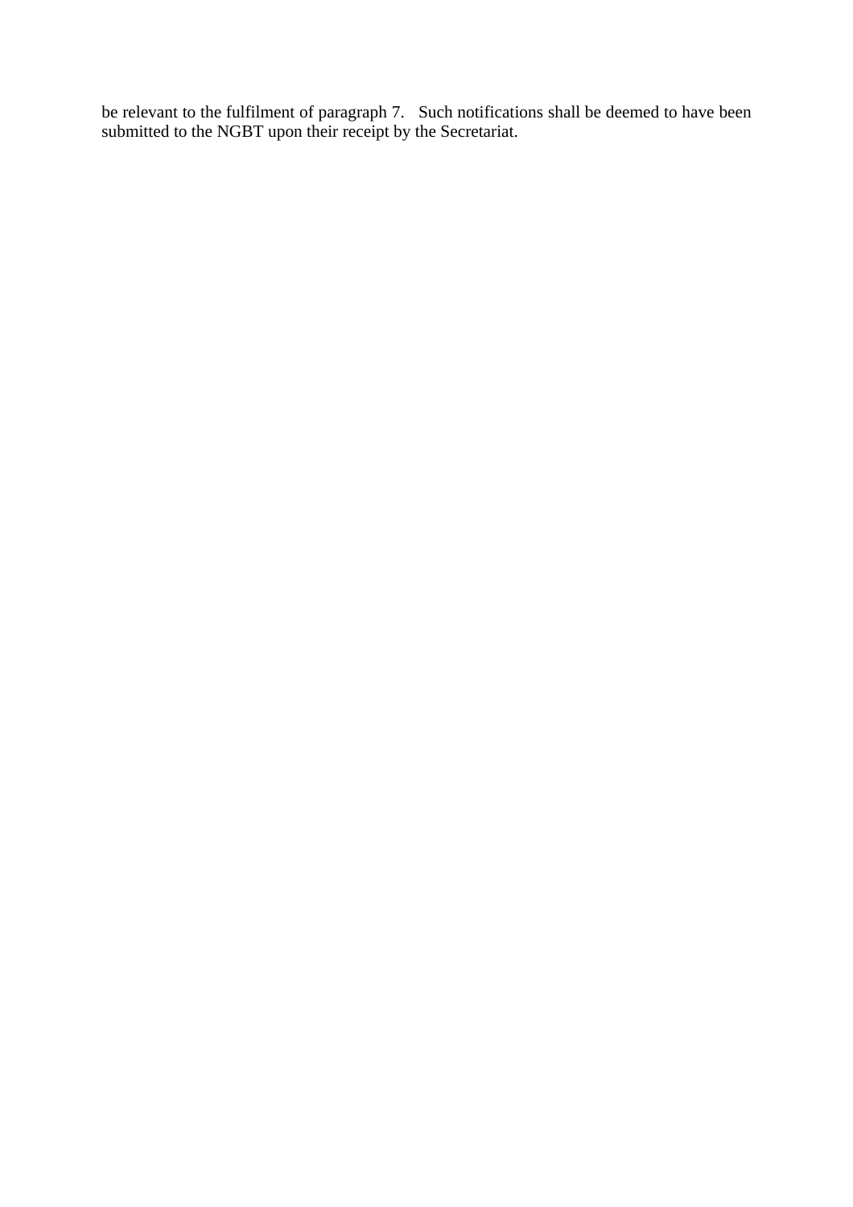be relevant to the fulfilment of paragraph 7. Such notifications shall be deemed to have been submitted to the NGBT upon their receipt by the Secretariat.